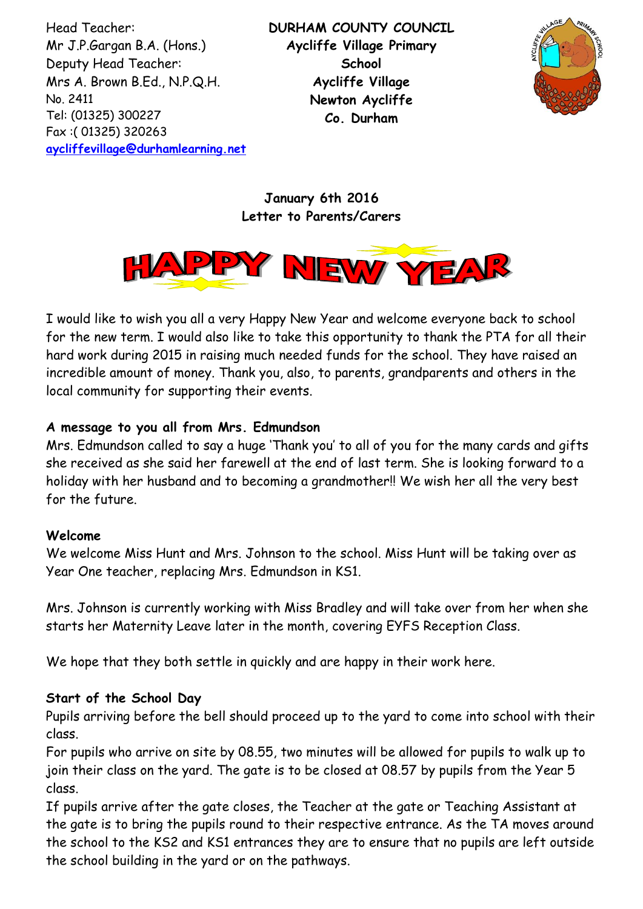Head Teacher:
Mr J.P.Gargan B.A. (Hons.)
Deputy Head Teacher:
Mrs A. Brown B.Ed., N.P.Q.H.
No. 2411
Tel: (01325) 300227
Fax :( 01325) 320263
[aycliffevillage@durhamlearning.net](mailto:aycliffevillage@durhamlearning.net)

**DURHAM COUNTY COUNCIL**
**Aycliffe Village Primary School**
**Aycliffe Village**
**Newton Aycliffe**
**Co. Durham**

**January 6th 2016**
**Letter to Parents/Carers**

# HAPPY NEW YEAR

I would like to wish you all a very Happy New Year and welcome everyone back to school for the new term. I would also like to take this opportunity to thank the PTA for all their hard work during 2015 in raising much needed funds for the school. They have raised an incredible amount of money. Thank you, also, to parents, grandparents and others in the local community for supporting their events.

**A message to you all from Mrs. Edmundson**

Mrs. Edmundson called to say a huge 'Thank you' to all of you for the many cards and gifts she received as she said her farewell at the end of last term. She is looking forward to a holiday with her husband and to becoming a grandmother!! We wish her all the very best for the future.

**Welcome**

We welcome Miss Hunt and Mrs. Johnson to the school. Miss Hunt will be taking over as Year One teacher, replacing Mrs. Edmundson in KS1.

Mrs. Johnson is currently working with Miss Bradley and will take over from her when she starts her Maternity Leave later in the month, covering EYFS Reception Class.

We hope that they both settle in quickly and are happy in their work here.

**Start of the School Day**

Pupils arriving before the bell should proceed up to the yard to come into school with their class.

For pupils who arrive on site by 08.55, two minutes will be allowed for pupils to walk up to join their class on the yard. The gate is to be closed at 08.57 by pupils from the Year 5 class.

If pupils arrive after the gate closes, the Teacher at the gate or Teaching Assistant at the gate is to bring the pupils round to their respective entrance. As the TA moves around the school to the KS2 and KS1 entrances they are to ensure that no pupils are left outside the school building in the yard or on the pathways.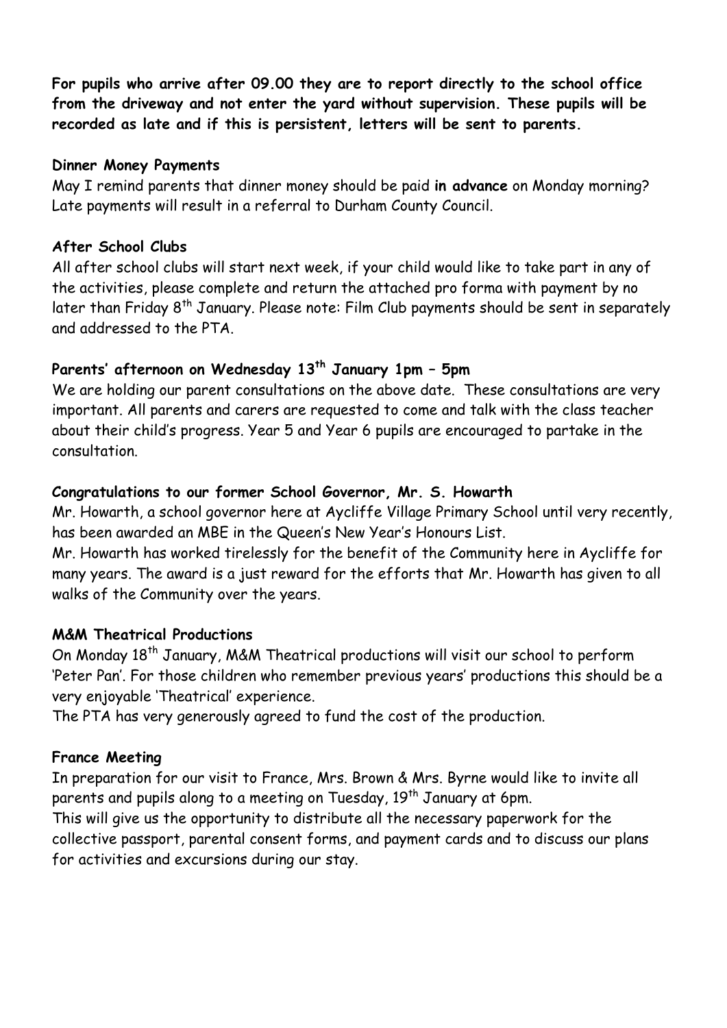**For pupils who arrive after 09.00 they are to report directly to the school office from the driveway and not enter the yard without supervision. These pupils will be recorded as late and if this is persistent, letters will be sent to parents.**

### Dinner Money Payments

May I remind parents that dinner money should be paid **in advance** on Monday morning? Late payments will result in a referral to Durham County Council.

### After School Clubs

All after school clubs will start next week, if your child would like to take part in any of the activities, please complete and return the attached pro forma with payment by no later than Friday 8th January. Please note: Film Club payments should be sent in separately and addressed to the PTA.

### Parents' afternoon on Wednesday 13th January 1pm – 5pm

We are holding our parent consultations on the above date. These consultations are very important. All parents and carers are requested to come and talk with the class teacher about their child's progress. Year 5 and Year 6 pupils are encouraged to partake in the consultation.

### Congratulations to our former School Governor, Mr. S. Howarth

Mr. Howarth, a school governor here at Aycliffe Village Primary School until very recently, has been awarded an MBE in the Queen's New Year's Honours List.

Mr. Howarth has worked tirelessly for the benefit of the Community here in Aycliffe for many years. The award is a just reward for the efforts that Mr. Howarth has given to all walks of the Community over the years.

### M&M Theatrical Productions

On Monday 18th January, M&M Theatrical productions will visit our school to perform 'Peter Pan'. For those children who remember previous years' productions this should be a very enjoyable 'Theatrical' experience.

The PTA has very generously agreed to fund the cost of the production.

### France Meeting

In preparation for our visit to France, Mrs. Brown & Mrs. Byrne would like to invite all parents and pupils along to a meeting on Tuesday, 19th January at 6pm.

This will give us the opportunity to distribute all the necessary paperwork for the collective passport, parental consent forms, and payment cards and to discuss our plans for activities and excursions during our stay.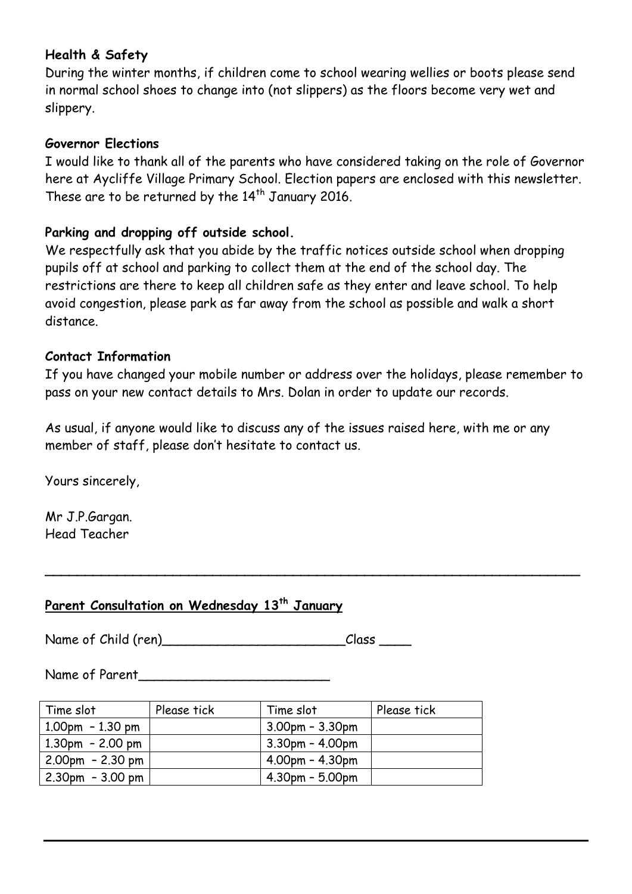**Health & Safety**

During the winter months, if children come to school wearing wellies or boots please send in normal school shoes to change into (not slippers) as the floors become very wet and slippery.

**Governor Elections**

I would like to thank all of the parents who have considered taking on the role of Governor here at Aycliffe Village Primary School. Election papers are enclosed with this newsletter. These are to be returned by the 14th January 2016.

**Parking and dropping off outside school.**

We respectfully ask that you abide by the traffic notices outside school when dropping pupils off at school and parking to collect them at the end of the school day. The restrictions are there to keep all children safe as they enter and leave school. To help avoid congestion, please park as far away from the school as possible and walk a short distance.

**Contact Information**

If you have changed your mobile number or address over the holidays, please remember to pass on your new contact details to Mrs. Dolan in order to update our records.

As usual, if anyone would like to discuss any of the issues raised here, with me or any member of staff, please don't hesitate to contact us.

Yours sincerely,

Mr J.P.Gargan.
Head Teacher

---

**Parent Consultation on Wednesday 13th January**

Name of Child (ren)________________________Class ____

Name of Parent________________________

| Time slot | Please tick | Time slot | Please tick |
|---|---|---|---|
| 1.00pm – 1.30 pm | | 3.00pm – 3.30pm | |
| 1.30pm – 2.00 pm | | 3.30pm – 4.00pm | |
| 2.00pm – 2.30 pm | | 4.00pm – 4.30pm | |
| 2.30pm – 3.00 pm | | 4.30pm – 5.00pm | |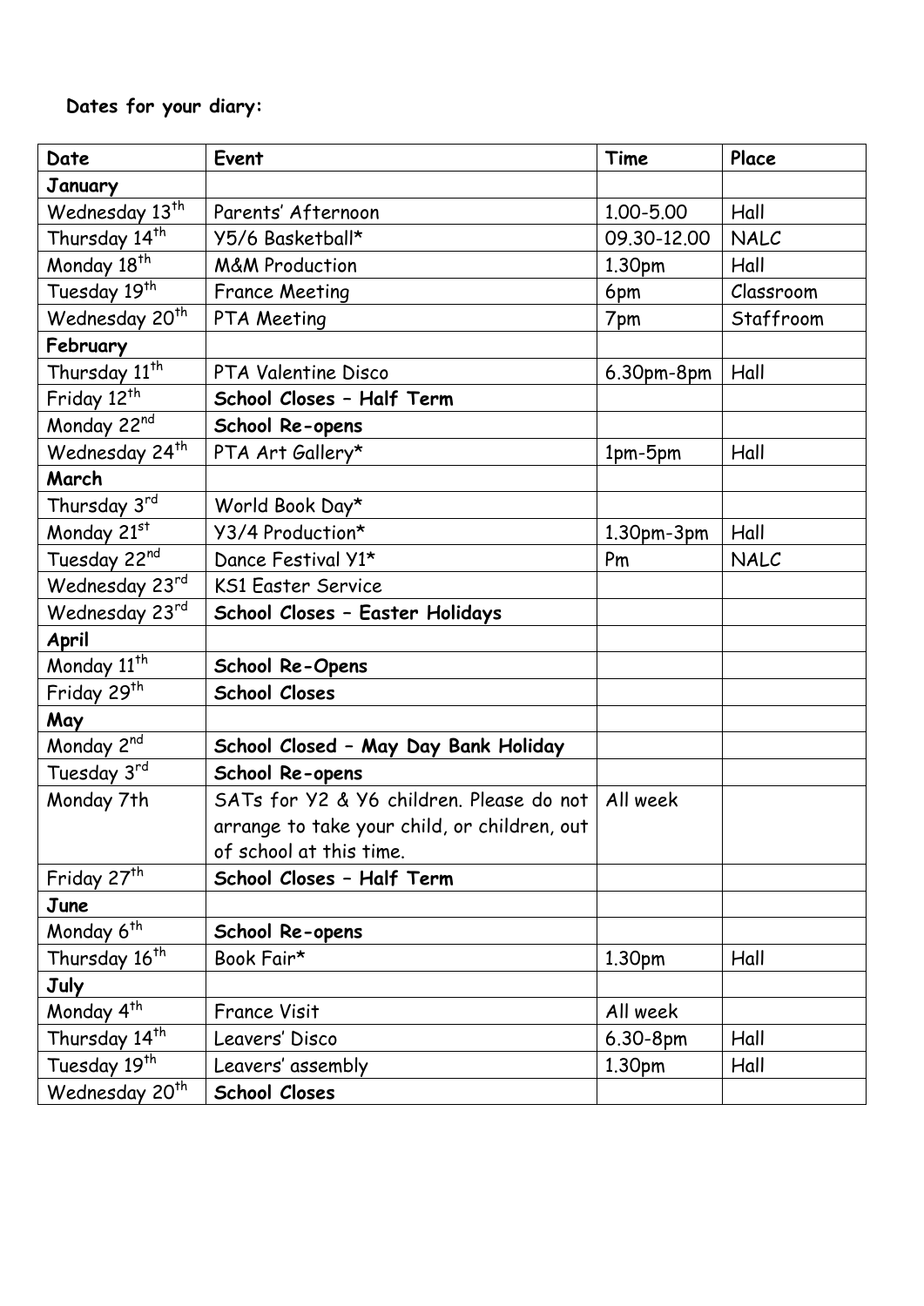**Dates for your diary:**

| Date | Event | Time | Place |
|---|---|---|---|
| **January** | | | |
| Wednesday 13th | Parents' Afternoon | 1.00-5.00 | Hall |
| Thursday 14th | Y5/6 Basketball* | 09.30-12.00 | NALC |
| Monday 18th | M&M Production | 1.30pm | Hall |
| Tuesday 19th | France Meeting | 6pm | Classroom |
| Wednesday 20th | PTA Meeting | 7pm | Staffroom |
| **February** | | | |
| Thursday 11th | PTA Valentine Disco | 6.30pm-8pm | Hall |
| Friday 12th | **School Closes – Half Term** | | |
| Monday 22nd | **School Re-opens** | | |
| Wednesday 24th | PTA Art Gallery* | 1pm-5pm | Hall |
| **March** | | | |
| Thursday 3rd | World Book Day* | | |
| Monday 21st | Y3/4 Production* | 1.30pm-3pm | Hall |
| Tuesday 22nd | Dance Festival Y1* | Pm | NALC |
| Wednesday 23rd | KS1 Easter Service | | |
| Wednesday 23rd | **School Closes – Easter Holidays** | | |
| **April** | | | |
| Monday 11th | **School Re-Opens** | | |
| Friday 29th | **School Closes** | | |
| **May** | | | |
| Monday 2nd | **School Closed – May Day Bank Holiday** | | |
| Tuesday 3rd | **School Re-opens** | | |
| Monday 7th | SATs for Y2 & Y6 children. Please do not arrange to take your child, or children, out of school at this time. | All week | |
| Friday 27th | **School Closes – Half Term** | | |
| **June** | | | |
| Monday 6th | **School Re-opens** | | |
| Thursday 16th | Book Fair* | 1.30pm | Hall |
| **July** | | | |
| Monday 4th | France Visit | All week | |
| Thursday 14th | Leavers' Disco | 6.30-8pm | Hall |
| Tuesday 19th | Leavers' assembly | 1.30pm | Hall |
| Wednesday 20th | **School Closes** | | |